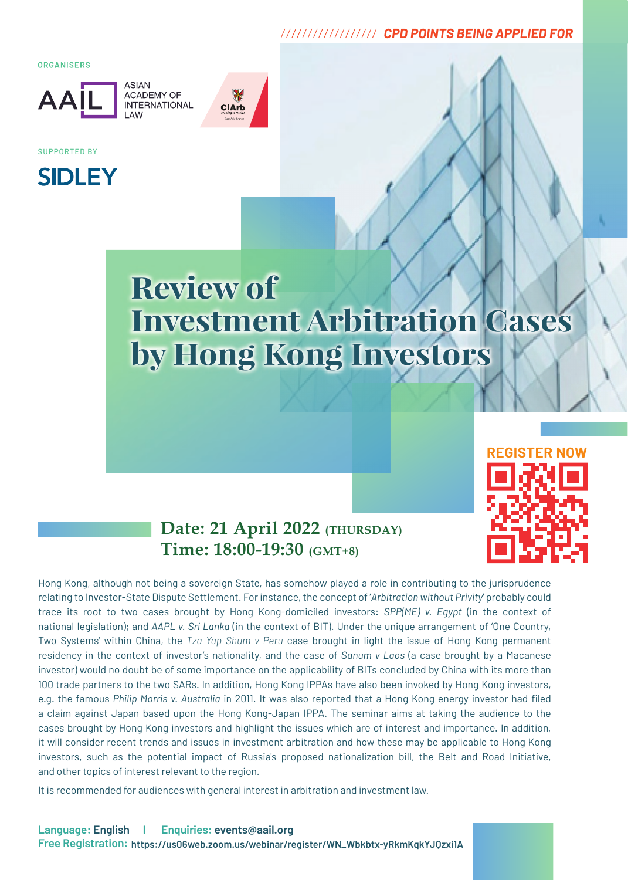/////////////////// CPD POINTS BEING APPLIED FOR

ORGANISERS

AAIL ASIAN ACADEMY OF INTERNATIONAL LAW

CIArb

SUPPORTED BY

SIDLEY

# Review of Investment Arbitration Cases by Hong Kong Investors

REGISTER NOW

## Date: 21 April 2022 (THURSDAY)
## Time: 18:00-19:30 (GMT+8)

Hong Kong, although not being a sovereign State, has somehow played a role in contributing to the jurisprudence relating to Investor-State Dispute Settlement. For instance, the concept of '*Arbitration without Privity*' probably could trace its root to two cases brought by Hong Kong-domiciled investors: *SPP(ME) v. Egypt* (in the context of national legislation); and *AAPL v. Sri Lanka* (in the context of BIT). Under the unique arrangement of 'One Country, Two Systems' within China, the *Tza Yap Shum v Peru* case brought in light the issue of Hong Kong permanent residency in the context of investor's nationality, and the case of *Sanum v Laos* (a case brought by a Macanese investor) would no doubt be of some importance on the applicability of BITs concluded by China with its more than 100 trade partners to the two SARs. In addition, Hong Kong IPPAs have also been invoked by Hong Kong investors, e.g. the famous *Philip Morris v. Australia* in 2011. It was also reported that a Hong Kong energy investor had filed a claim against Japan based upon the Hong Kong-Japan IPPA. The seminar aims at taking the audience to the cases brought by Hong Kong investors and highlight the issues which are of interest and importance. In addition, it will consider recent trends and issues in investment arbitration and how these may be applicable to Hong Kong investors, such as the potential impact of Russia's proposed nationalization bill, the Belt and Road Initiative, and other topics of interest relevant to the region.

It is recommended for audiences with general interest in arbitration and investment law.

**Language:** English | **Enquiries:** events@aail.org

**Free Registration:** https://us06web.zoom.us/webinar/register/WN_Wbkbtx-yRkmKqkYJQzxi1A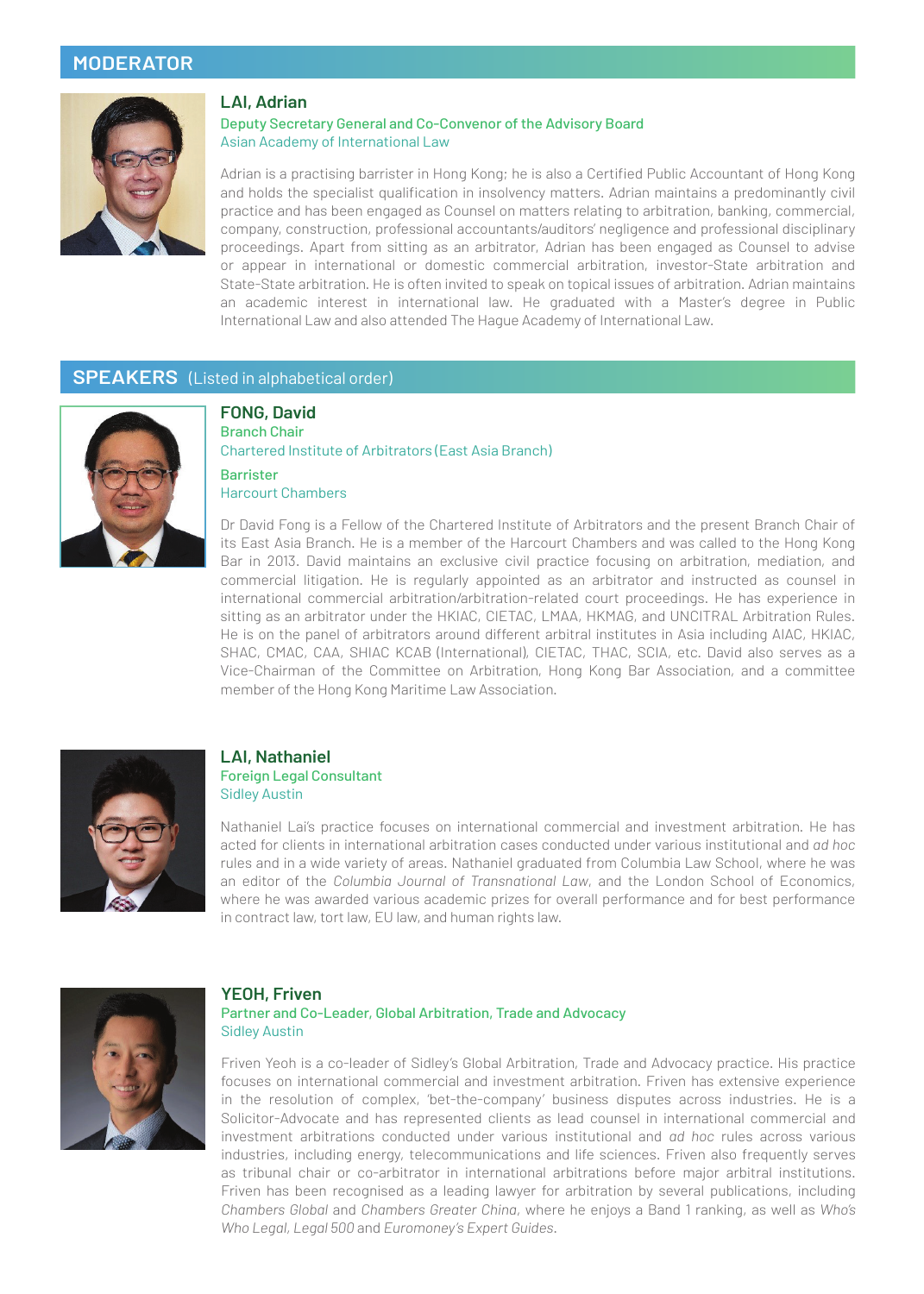## MODERATOR

### LAI, Adrian

Deputy Secretary General and Co-Convenor of the Advisory Board
Asian Academy of International Law

Adrian is a practising barrister in Hong Kong; he is also a Certified Public Accountant of Hong Kong and holds the specialist qualification in insolvency matters. Adrian maintains a predominantly civil practice and has been engaged as Counsel on matters relating to arbitration, banking, commercial, company, construction, professional accountants/auditors' negligence and professional disciplinary proceedings. Apart from sitting as an arbitrator, Adrian has been engaged as Counsel to advise or appear in international or domestic commercial arbitration, investor-State arbitration and State-State arbitration. He is often invited to speak on topical issues of arbitration. Adrian maintains an academic interest in international law. He graduated with a Master's degree in Public International Law and also attended The Hague Academy of International Law.

## SPEAKERS (Listed in alphabetical order)

### FONG, David

Branch Chair
Chartered Institute of Arbitrators (East Asia Branch)

Barrister
Harcourt Chambers

Dr David Fong is a Fellow of the Chartered Institute of Arbitrators and the present Branch Chair of its East Asia Branch. He is a member of the Harcourt Chambers and was called to the Hong Kong Bar in 2013. David maintains an exclusive civil practice focusing on arbitration, mediation, and commercial litigation. He is regularly appointed as an arbitrator and instructed as counsel in international commercial arbitration/arbitration-related court proceedings. He has experience in sitting as an arbitrator under the HKIAC, CIETAC, LMAA, HKMAG, and UNCITRAL Arbitration Rules. He is on the panel of arbitrators around different arbitral institutes in Asia including AIAC, HKIAC, SHAC, CMAC, CAA, SHIAC KCAB (International), CIETAC, THAC, SCIA, etc. David also serves as a Vice-Chairman of the Committee on Arbitration, Hong Kong Bar Association, and a committee member of the Hong Kong Maritime Law Association.

### LAI, Nathaniel

Foreign Legal Consultant
Sidley Austin

Nathaniel Lai's practice focuses on international commercial and investment arbitration. He has acted for clients in international arbitration cases conducted under various institutional and *ad hoc* rules and in a wide variety of areas. Nathaniel graduated from Columbia Law School, where he was an editor of the *Columbia Journal of Transnational Law*, and the London School of Economics, where he was awarded various academic prizes for overall performance and for best performance in contract law, tort law, EU law, and human rights law.

### YEOH, Friven

Partner and Co-Leader, Global Arbitration, Trade and Advocacy
Sidley Austin

Friven Yeoh is a co-leader of Sidley's Global Arbitration, Trade and Advocacy practice. His practice focuses on international commercial and investment arbitration. Friven has extensive experience in the resolution of complex, 'bet-the-company' business disputes across industries. He is a Solicitor-Advocate and has represented clients as lead counsel in international commercial and investment arbitrations conducted under various institutional and *ad hoc* rules across various industries, including energy, telecommunications and life sciences. Friven also frequently serves as tribunal chair or co-arbitrator in international arbitrations before major arbitral institutions. Friven has been recognised as a leading lawyer for arbitration by several publications, including *Chambers Global* and *Chambers Greater China*, where he enjoys a Band 1 ranking, as well as *Who's Who Legal*, *Legal 500* and *Euromoney's Expert Guides*.